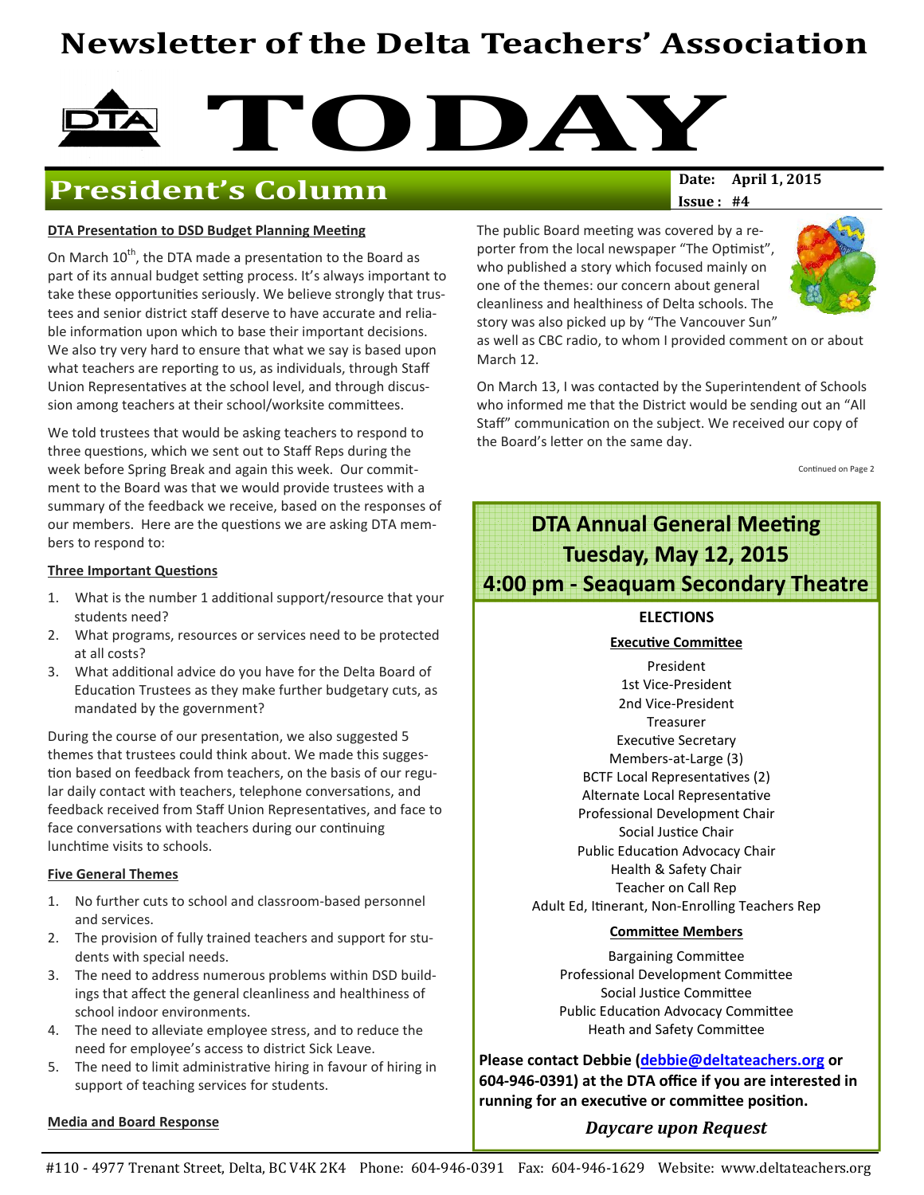# Newsletter of the Delta Teachers' Association

# TODAY

## President's Column

**Date: April 1, 2015**
**Issue : #4**

### DTA Presentation to DSD Budget Planning Meeting

On March 10th, the DTA made a presentation to the Board as part of its annual budget setting process. It's always important to take these opportunities seriously. We believe strongly that trustees and senior district staff deserve to have accurate and reliable information upon which to base their important decisions. We also try very hard to ensure that what we say is based upon what teachers are reporting to us, as individuals, through Staff Union Representatives at the school level, and through discussion among teachers at their school/worksite committees.

We told trustees that would be asking teachers to respond to three questions, which we sent out to Staff Reps during the week before Spring Break and again this week. Our commitment to the Board was that we would provide trustees with a summary of the feedback we receive, based on the responses of our members. Here are the questions we are asking DTA members to respond to:

**Three Important Questions**

1. What is the number 1 additional support/resource that your students need?
2. What programs, resources or services need to be protected at all costs?
3. What additional advice do you have for the Delta Board of Education Trustees as they make further budgetary cuts, as mandated by the government?

During the course of our presentation, we also suggested 5 themes that trustees could think about. We made this suggestion based on feedback from teachers, on the basis of our regular daily contact with teachers, telephone conversations, and feedback received from Staff Union Representatives, and face to face conversations with teachers during our continuing lunchtime visits to schools.

**Five General Themes**

1. No further cuts to school and classroom-based personnel and services.
2. The provision of fully trained teachers and support for students with special needs.
3. The need to address numerous problems within DSD buildings that affect the general cleanliness and healthiness of school indoor environments.
4. The need to alleviate employee stress, and to reduce the need for employee's access to district Sick Leave.
5. The need to limit administrative hiring in favour of hiring in support of teaching services for students.

**Media and Board Response**

The public Board meeting was covered by a reporter from the local newspaper "The Optimist", who published a story which focused mainly on one of the themes: our concern about general cleanliness and healthiness of Delta schools. The story was also picked up by "The Vancouver Sun" as well as CBC radio, to whom I provided comment on or about March 12.

On March 13, I was contacted by the Superintendent of Schools who informed me that the District would be sending out an "All Staff" communication on the subject. We received our copy of the Board's letter on the same day.

Continued on Page 2

---

## DTA Annual General Meeting
## Tuesday, May 12, 2015
## 4:00 pm - Seaquam Secondary Theatre

**ELECTIONS**

**Executive Committee**

President
1st Vice-President
2nd Vice-President
Treasurer
Executive Secretary
Members-at-Large (3)
BCTF Local Representatives (2)
Alternate Local Representative
Professional Development Chair
Social Justice Chair
Public Education Advocacy Chair
Health & Safety Chair
Teacher on Call Rep
Adult Ed, Itinerant, Non-Enrolling Teachers Rep

**Committee Members**

Bargaining Committee
Professional Development Committee
Social Justice Committee
Public Education Advocacy Committee
Heath and Safety Committee

**Please contact Debbie (debbie@deltateachers.org or 604-946-0391) at the DTA office if you are interested in running for an executive or committee position.**

***Daycare upon Request***

---

#110 - 4977 Trenant Street, Delta, BC V4K 2K4 Phone: 604-946-0391 Fax: 604-946-1629 Website: www.deltateachers.org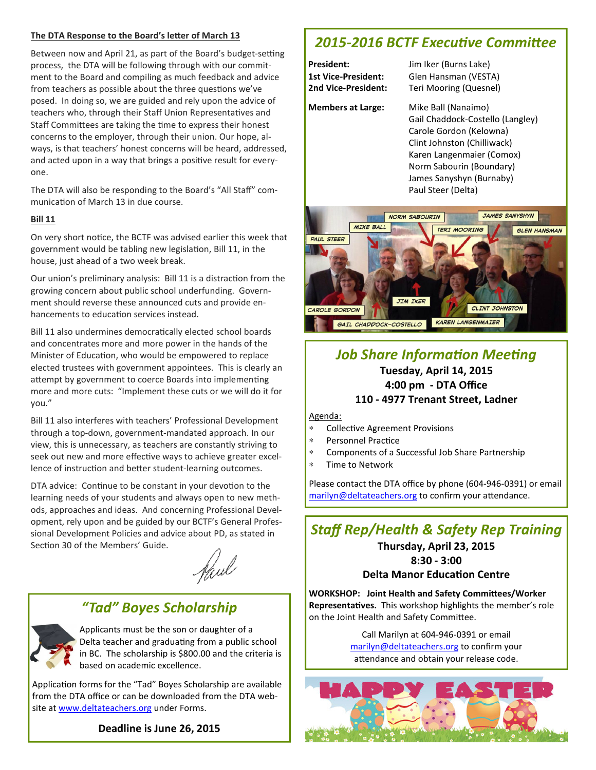### The DTA Response to the Board's letter of March 13

Between now and April 21, as part of the Board's budget-setting process, the DTA will be following through with our commitment to the Board and compiling as much feedback and advice from teachers as possible about the three questions we've posed. In doing so, we are guided and rely upon the advice of teachers who, through their Staff Union Representatives and Staff Committees are taking the time to express their honest concerns to the employer, through their union. Our hope, always, is that teachers' honest concerns will be heard, addressed, and acted upon in a way that brings a positive result for everyone.

The DTA will also be responding to the Board's "All Staff" communication of March 13 in due course.

### Bill 11

On very short notice, the BCTF was advised earlier this week that government would be tabling new legislation, Bill 11, in the house, just ahead of a two week break.

Our union's preliminary analysis: Bill 11 is a distraction from the growing concern about public school underfunding. Government should reverse these announced cuts and provide enhancements to education services instead.

Bill 11 also undermines democratically elected school boards and concentrates more and more power in the hands of the Minister of Education, who would be empowered to replace elected trustees with government appointees. This is clearly an attempt by government to coerce Boards into implementing more and more cuts: "Implement these cuts or we will do it for you."

Bill 11 also interferes with teachers' Professional Development through a top-down, government-mandated approach. In our view, this is unnecessary, as teachers are constantly striving to seek out new and more effective ways to achieve greater excellence of instruction and better student-learning outcomes.

DTA advice: Continue to be constant in your devotion to the learning needs of your students and always open to new methods, approaches and ideas. And concerning Professional Development, rely upon and be guided by our BCTF's General Professional Development Policies and advice about PD, as stated in Section 30 of the Members' Guide.

Paul

## *"Tad" Boyes Scholarship*

Applicants must be the son or daughter of a Delta teacher and graduating from a public school in BC. The scholarship is $800.00 and the criteria is based on academic excellence.

Application forms for the "Tad" Boyes Scholarship are available from the DTA office or can be downloaded from the DTA website at www.deltateachers.org under Forms.

**Deadline is June 26, 2015**

## *2015-2016 BCTF Executive Committee*

| | |
|---|---|
| **President:** | Jim Iker (Burns Lake) |
| **1st Vice-President:** | Glen Hansman (VESTA) |
| **2nd Vice-President:** | Teri Mooring (Quesnel) |
| **Members at Large:** | Mike Ball (Nanaimo) |
| | Gail Chaddock-Costello (Langley) |
| | Carole Gordon (Kelowna) |
| | Clint Johnston (Chilliwack) |
| | Karen Langenmaier (Comox) |
| | Norm Sabourin (Boundary) |
| | James Sanyshyn (Burnaby) |
| | Paul Steer (Delta) |

## *Job Share Information Meeting*

**Tuesday, April 14, 2015**
**4:00 pm - DTA Office**
**110 - 4977 Trenant Street, Ladner**

Agenda:

- Collective Agreement Provisions
- Personnel Practice
- Components of a Successful Job Share Partnership
- Time to Network

Please contact the DTA office by phone (604-946-0391) or email marilyn@deltateachers.org to confirm your attendance.

## *Staff Rep/Health & Safety Rep Training*

**Thursday, April 23, 2015**
**8:30 - 3:00**
**Delta Manor Education Centre**

**WORKSHOP: Joint Health and Safety Committees/Worker Representatives.** This workshop highlights the member's role on the Joint Health and Safety Committee.

Call Marilyn at 604-946-0391 or email marilyn@deltateachers.org to confirm your attendance and obtain your release code.

HAPPY EASTER